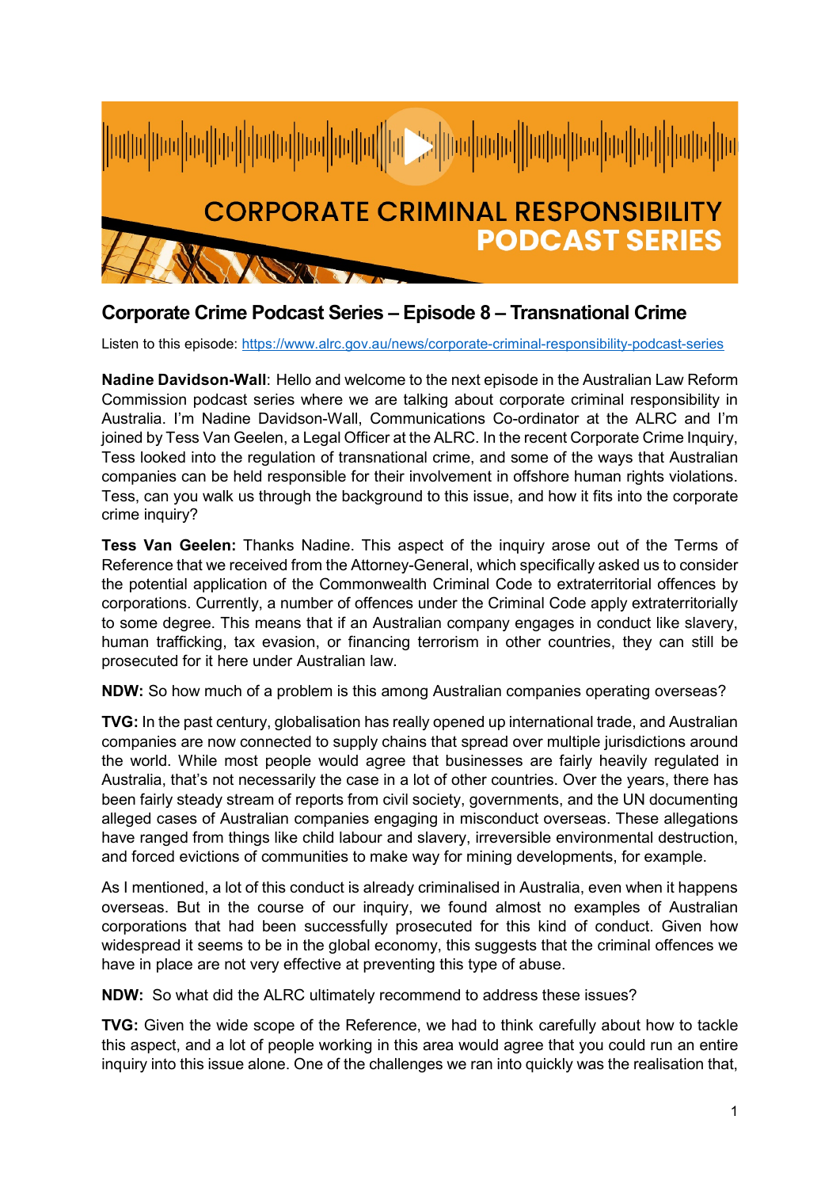# CORPORATE CRIMINAL RESPONSIBILITY PODCAST SERIES

## Corporate Crime Podcast Series – Episode 8 – Transnational Crime

Listen to this episode: https://www.alrc.gov.au/news/corporate-criminal-responsibility-podcast-series

**Nadine Davidson-Wall**: Hello and welcome to the next episode in the Australian Law Reform Commission podcast series where we are talking about corporate criminal responsibility in Australia. I'm Nadine Davidson-Wall, Communications Co-ordinator at the ALRC and I'm joined by Tess Van Geelen, a Legal Officer at the ALRC. In the recent Corporate Crime Inquiry, Tess looked into the regulation of transnational crime, and some of the ways that Australian companies can be held responsible for their involvement in offshore human rights violations. Tess, can you walk us through the background to this issue, and how it fits into the corporate crime inquiry?

**Tess Van Geelen:** Thanks Nadine. This aspect of the inquiry arose out of the Terms of Reference that we received from the Attorney-General, which specifically asked us to consider the potential application of the Commonwealth Criminal Code to extraterritorial offences by corporations. Currently, a number of offences under the Criminal Code apply extraterritorially to some degree. This means that if an Australian company engages in conduct like slavery, human trafficking, tax evasion, or financing terrorism in other countries, they can still be prosecuted for it here under Australian law.

**NDW:** So how much of a problem is this among Australian companies operating overseas?

**TVG:** In the past century, globalisation has really opened up international trade, and Australian companies are now connected to supply chains that spread over multiple jurisdictions around the world. While most people would agree that businesses are fairly heavily regulated in Australia, that's not necessarily the case in a lot of other countries. Over the years, there has been fairly steady stream of reports from civil society, governments, and the UN documenting alleged cases of Australian companies engaging in misconduct overseas. These allegations have ranged from things like child labour and slavery, irreversible environmental destruction, and forced evictions of communities to make way for mining developments, for example.

As I mentioned, a lot of this conduct is already criminalised in Australia, even when it happens overseas. But in the course of our inquiry, we found almost no examples of Australian corporations that had been successfully prosecuted for this kind of conduct. Given how widespread it seems to be in the global economy, this suggests that the criminal offences we have in place are not very effective at preventing this type of abuse.

**NDW:** So what did the ALRC ultimately recommend to address these issues?

**TVG:** Given the wide scope of the Reference, we had to think carefully about how to tackle this aspect, and a lot of people working in this area would agree that you could run an entire inquiry into this issue alone. One of the challenges we ran into quickly was the realisation that,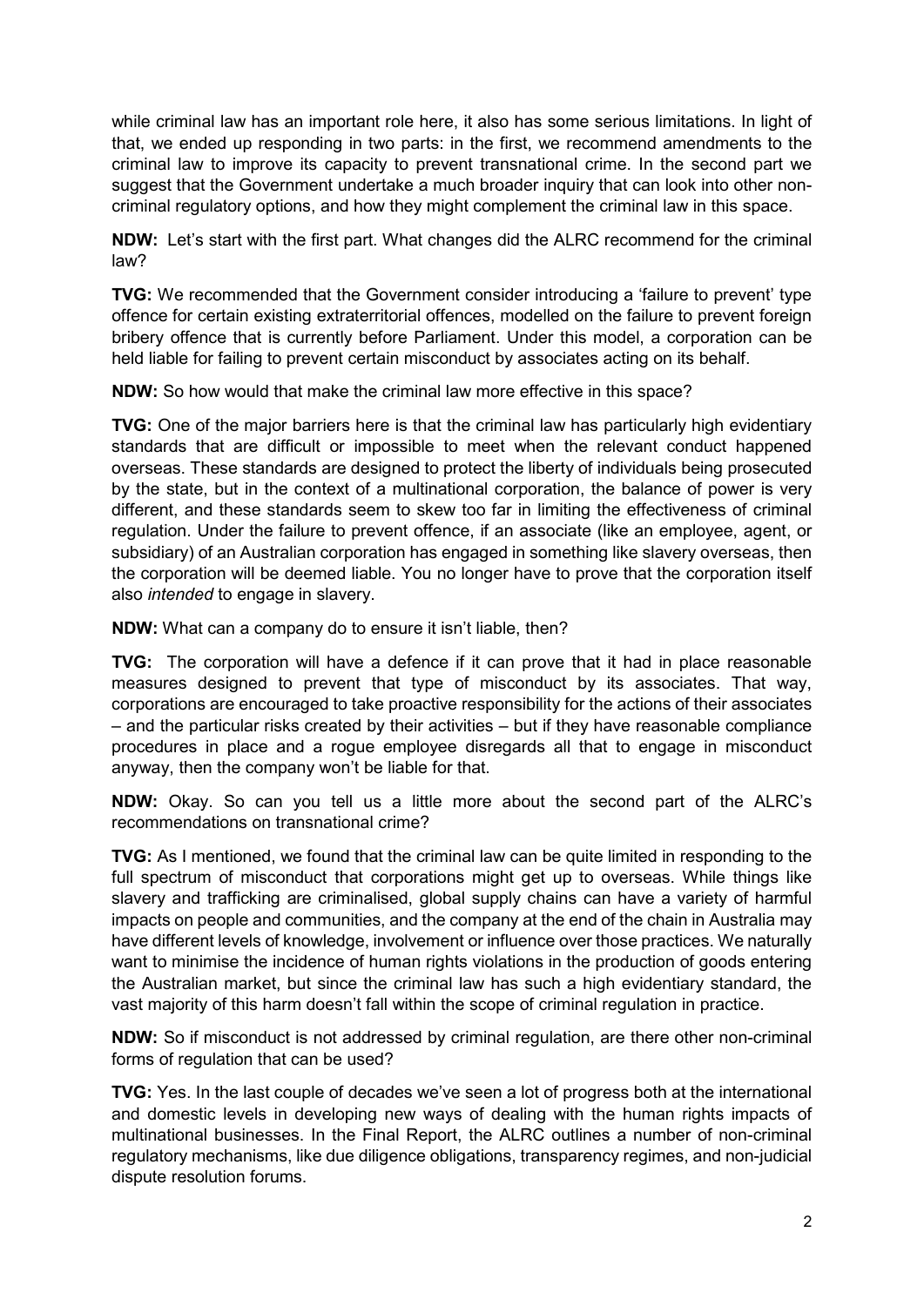while criminal law has an important role here, it also has some serious limitations. In light of that, we ended up responding in two parts: in the first, we recommend amendments to the criminal law to improve its capacity to prevent transnational crime. In the second part we suggest that the Government undertake a much broader inquiry that can look into other non-criminal regulatory options, and how they might complement the criminal law in this space.

**NDW:** Let's start with the first part. What changes did the ALRC recommend for the criminal law?

**TVG:** We recommended that the Government consider introducing a 'failure to prevent' type offence for certain existing extraterritorial offences, modelled on the failure to prevent foreign bribery offence that is currently before Parliament. Under this model, a corporation can be held liable for failing to prevent certain misconduct by associates acting on its behalf.

**NDW:** So how would that make the criminal law more effective in this space?

**TVG:** One of the major barriers here is that the criminal law has particularly high evidentiary standards that are difficult or impossible to meet when the relevant conduct happened overseas. These standards are designed to protect the liberty of individuals being prosecuted by the state, but in the context of a multinational corporation, the balance of power is very different, and these standards seem to skew too far in limiting the effectiveness of criminal regulation. Under the failure to prevent offence, if an associate (like an employee, agent, or subsidiary) of an Australian corporation has engaged in something like slavery overseas, then the corporation will be deemed liable. You no longer have to prove that the corporation itself also *intended* to engage in slavery.

**NDW:** What can a company do to ensure it isn't liable, then?

**TVG:** The corporation will have a defence if it can prove that it had in place reasonable measures designed to prevent that type of misconduct by its associates. That way, corporations are encouraged to take proactive responsibility for the actions of their associates – and the particular risks created by their activities – but if they have reasonable compliance procedures in place and a rogue employee disregards all that to engage in misconduct anyway, then the company won't be liable for that.

**NDW:** Okay. So can you tell us a little more about the second part of the ALRC's recommendations on transnational crime?

**TVG:** As I mentioned, we found that the criminal law can be quite limited in responding to the full spectrum of misconduct that corporations might get up to overseas. While things like slavery and trafficking are criminalised, global supply chains can have a variety of harmful impacts on people and communities, and the company at the end of the chain in Australia may have different levels of knowledge, involvement or influence over those practices. We naturally want to minimise the incidence of human rights violations in the production of goods entering the Australian market, but since the criminal law has such a high evidentiary standard, the vast majority of this harm doesn't fall within the scope of criminal regulation in practice.

**NDW:** So if misconduct is not addressed by criminal regulation, are there other non-criminal forms of regulation that can be used?

**TVG:** Yes. In the last couple of decades we've seen a lot of progress both at the international and domestic levels in developing new ways of dealing with the human rights impacts of multinational businesses. In the Final Report, the ALRC outlines a number of non-criminal regulatory mechanisms, like due diligence obligations, transparency regimes, and non-judicial dispute resolution forums.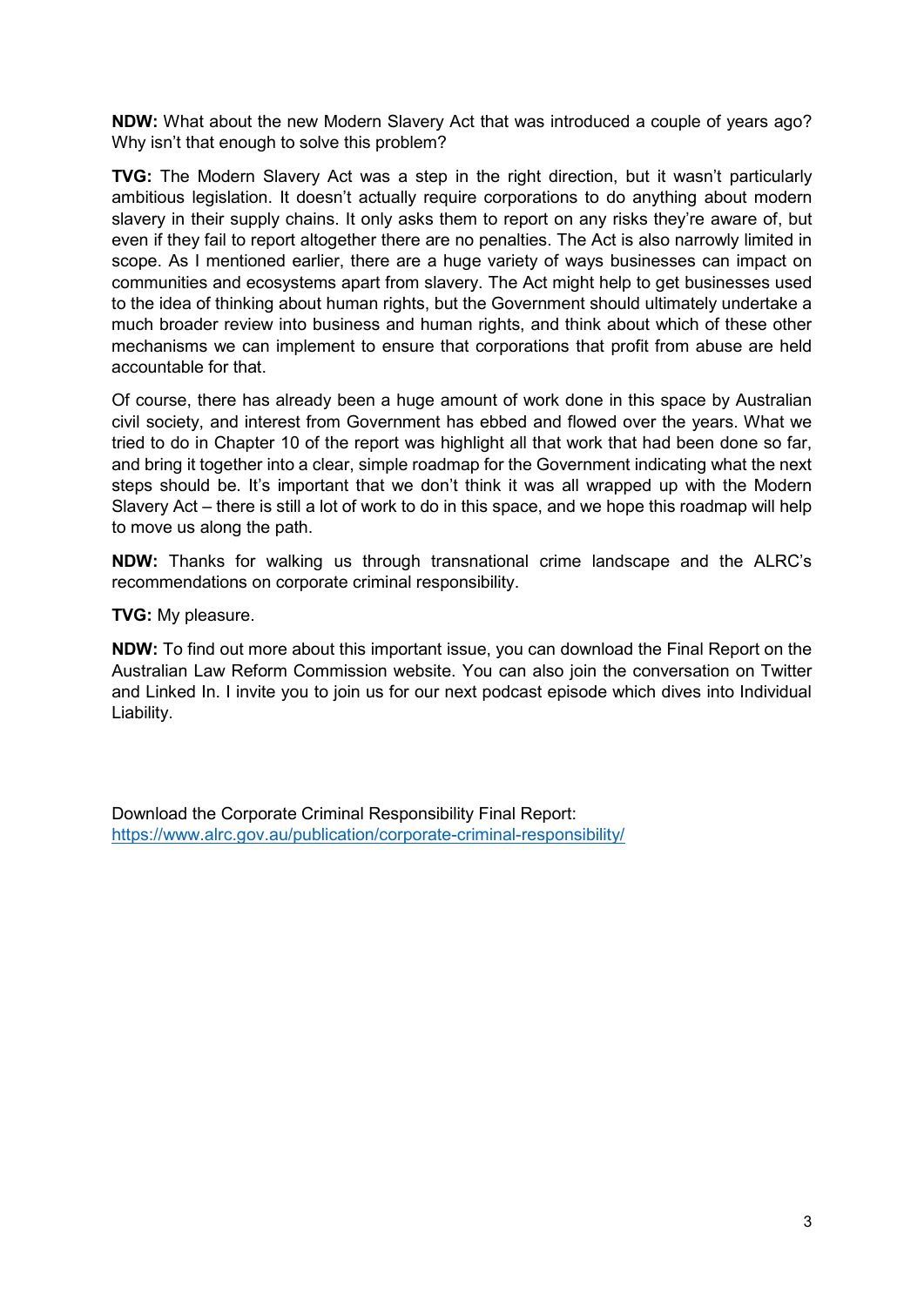**NDW:** What about the new Modern Slavery Act that was introduced a couple of years ago? Why isn't that enough to solve this problem?

**TVG:** The Modern Slavery Act was a step in the right direction, but it wasn't particularly ambitious legislation. It doesn't actually require corporations to do anything about modern slavery in their supply chains. It only asks them to report on any risks they're aware of, but even if they fail to report altogether there are no penalties. The Act is also narrowly limited in scope. As I mentioned earlier, there are a huge variety of ways businesses can impact on communities and ecosystems apart from slavery. The Act might help to get businesses used to the idea of thinking about human rights, but the Government should ultimately undertake a much broader review into business and human rights, and think about which of these other mechanisms we can implement to ensure that corporations that profit from abuse are held accountable for that.

Of course, there has already been a huge amount of work done in this space by Australian civil society, and interest from Government has ebbed and flowed over the years. What we tried to do in Chapter 10 of the report was highlight all that work that had been done so far, and bring it together into a clear, simple roadmap for the Government indicating what the next steps should be. It's important that we don't think it was all wrapped up with the Modern Slavery Act – there is still a lot of work to do in this space, and we hope this roadmap will help to move us along the path.

**NDW:** Thanks for walking us through transnational crime landscape and the ALRC's recommendations on corporate criminal responsibility.

**TVG:** My pleasure.

**NDW:** To find out more about this important issue, you can download the Final Report on the Australian Law Reform Commission website. You can also join the conversation on Twitter and Linked In. I invite you to join us for our next podcast episode which dives into Individual Liability.

Download the Corporate Criminal Responsibility Final Report:
[https://www.alrc.gov.au/publication/corporate-criminal-responsibility/](https://www.alrc.gov.au/publication/corporate-criminal-responsibility/)